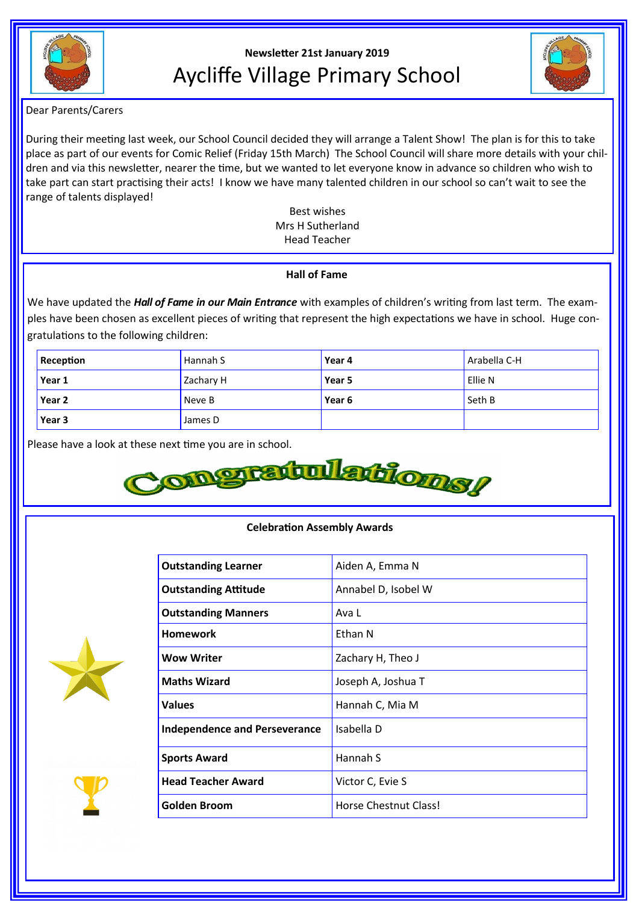Newsletter 21st January 2019

# Aycliffe Village Primary School

Dear Parents/Carers

During their meeting last week, our School Council decided they will arrange a Talent Show! The plan is for this to take place as part of our events for Comic Relief (Friday 15th March) The School Council will share more details with your children and via this newsletter, nearer the time, but we wanted to let everyone know in advance so children who wish to take part can start practising their acts! I know we have many talented children in our school so can't wait to see the range of talents displayed!

Best wishes
Mrs H Sutherland
Head Teacher

## Hall of Fame

We have updated the ***Hall of Fame in our Main Entrance*** with examples of children's writing from last term. The examples have been chosen as excellent pieces of writing that represent the high expectations we have in school. Huge congratulations to the following children:

| **Reception** | Hannah S | **Year 4** | Arabella C-H |
|---|---|---|---|
| **Year 1** | Zachary H | **Year 5** | Ellie N |
| **Year 2** | Neve B | **Year 6** | Seth B |
| **Year 3** | James D | | |

Please have a look at these next time you are in school.

Congratulations!

## Celebration Assembly Awards

| | |
|---|---|
| **Outstanding Learner** | Aiden A, Emma N |
| **Outstanding Attitude** | Annabel D, Isobel W |
| **Outstanding Manners** | Ava L |
| **Homework** | Ethan N |
| **Wow Writer** | Zachary H, Theo J |
| **Maths Wizard** | Joseph A, Joshua T |
| **Values** | Hannah C, Mia M |
| **Independence and Perseverance** | Isabella D |
| **Sports Award** | Hannah S |
| **Head Teacher Award** | Victor C, Evie S |
| **Golden Broom** | Horse Chestnut Class! |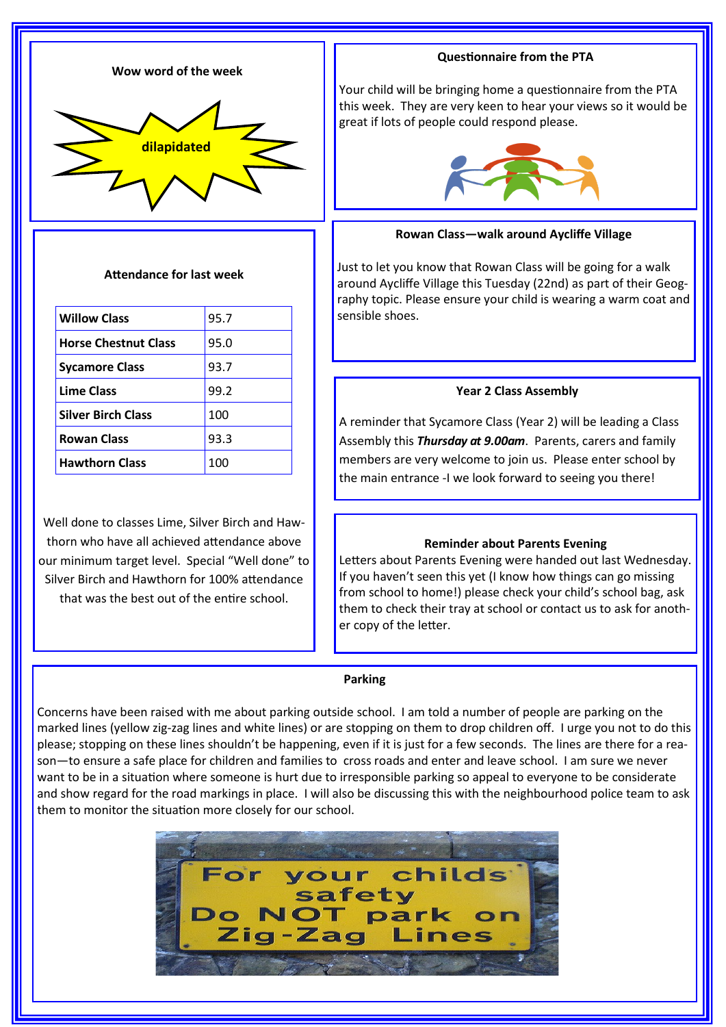## Wow word of the week

**dilapidated**

## Questionnaire from the PTA

Your child will be bringing home a questionnaire from the PTA this week. They are very keen to hear your views so it would be great if lots of people could respond please.

## Attendance for last week

| | |
|---|---|
| **Willow Class** | 95.7 |
| **Horse Chestnut Class** | 95.0 |
| **Sycamore Class** | 93.7 |
| **Lime Class** | 99.2 |
| **Silver Birch Class** | 100 |
| **Rowan Class** | 93.3 |
| **Hawthorn Class** | 100 |

Well done to classes Lime, Silver Birch and Hawthorn who have all achieved attendance above our minimum target level. Special "Well done" to Silver Birch and Hawthorn for 100% attendance that was the best out of the entire school.

## Rowan Class—walk around Aycliffe Village

Just to let you know that Rowan Class will be going for a walk around Aycliffe Village this Tuesday (22nd) as part of their Geography topic. Please ensure your child is wearing a warm coat and sensible shoes.

## Year 2 Class Assembly

A reminder that Sycamore Class (Year 2) will be leading a Class Assembly this ***Thursday at 9.00am***. Parents, carers and family members are very welcome to join us. Please enter school by the main entrance -I we look forward to seeing you there!

## Reminder about Parents Evening

Letters about Parents Evening were handed out last Wednesday. If you haven't seen this yet (I know how things can go missing from school to home!) please check your child's school bag, ask them to check their tray at school or contact us to ask for another copy of the letter.

## Parking

Concerns have been raised with me about parking outside school. I am told a number of people are parking on the marked lines (yellow zig-zag lines and white lines) or are stopping on them to drop children off. I urge you not to do this please; stopping on these lines shouldn't be happening, even if it is just for a few seconds. The lines are there for a reason—to ensure a safe place for children and families to cross roads and enter and leave school. I am sure we never want to be in a situation where someone is hurt due to irresponsible parking so appeal to everyone to be considerate and show regard for the road markings in place. I will also be discussing this with the neighbourhood police team to ask them to monitor the situation more closely for our school.